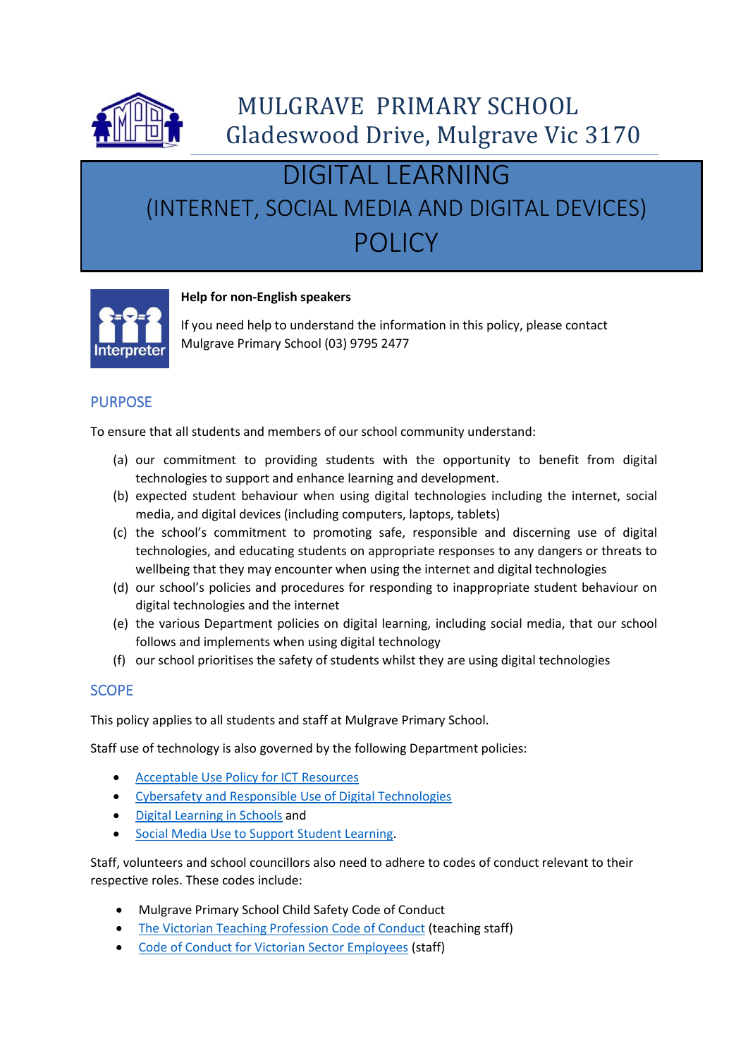# MULGRAVE PRIMARY SCHOOL

Gladeswood Drive, Mulgrave Vic 3170

# DIGITAL LEARNING

## (INTERNET, SOCIAL MEDIA AND DIGITAL DEVICES)

## POLICY

**Help for non-English speakers**

If you need help to understand the information in this policy, please contact Mulgrave Primary School (03) 9795 2477

## PURPOSE

To ensure that all students and members of our school community understand:

(a) our commitment to providing students with the opportunity to benefit from digital technologies to support and enhance learning and development.

(b) expected student behaviour when using digital technologies including the internet, social media, and digital devices (including computers, laptops, tablets)

(c) the school's commitment to promoting safe, responsible and discerning use of digital technologies, and educating students on appropriate responses to any dangers or threats to wellbeing that they may encounter when using the internet and digital technologies

(d) our school's policies and procedures for responding to inappropriate student behaviour on digital technologies and the internet

(e) the various Department policies on digital learning, including social media, that our school follows and implements when using digital technology

(f) our school prioritises the safety of students whilst they are using digital technologies

## SCOPE

This policy applies to all students and staff at Mulgrave Primary School.

Staff use of technology is also governed by the following Department policies:

- Acceptable Use Policy for ICT Resources
- Cybersafety and Responsible Use of Digital Technologies
- Digital Learning in Schools and
- Social Media Use to Support Student Learning.

Staff, volunteers and school councillors also need to adhere to codes of conduct relevant to their respective roles. These codes include:

- Mulgrave Primary School Child Safety Code of Conduct
- The Victorian Teaching Profession Code of Conduct (teaching staff)
- Code of Conduct for Victorian Sector Employees (staff)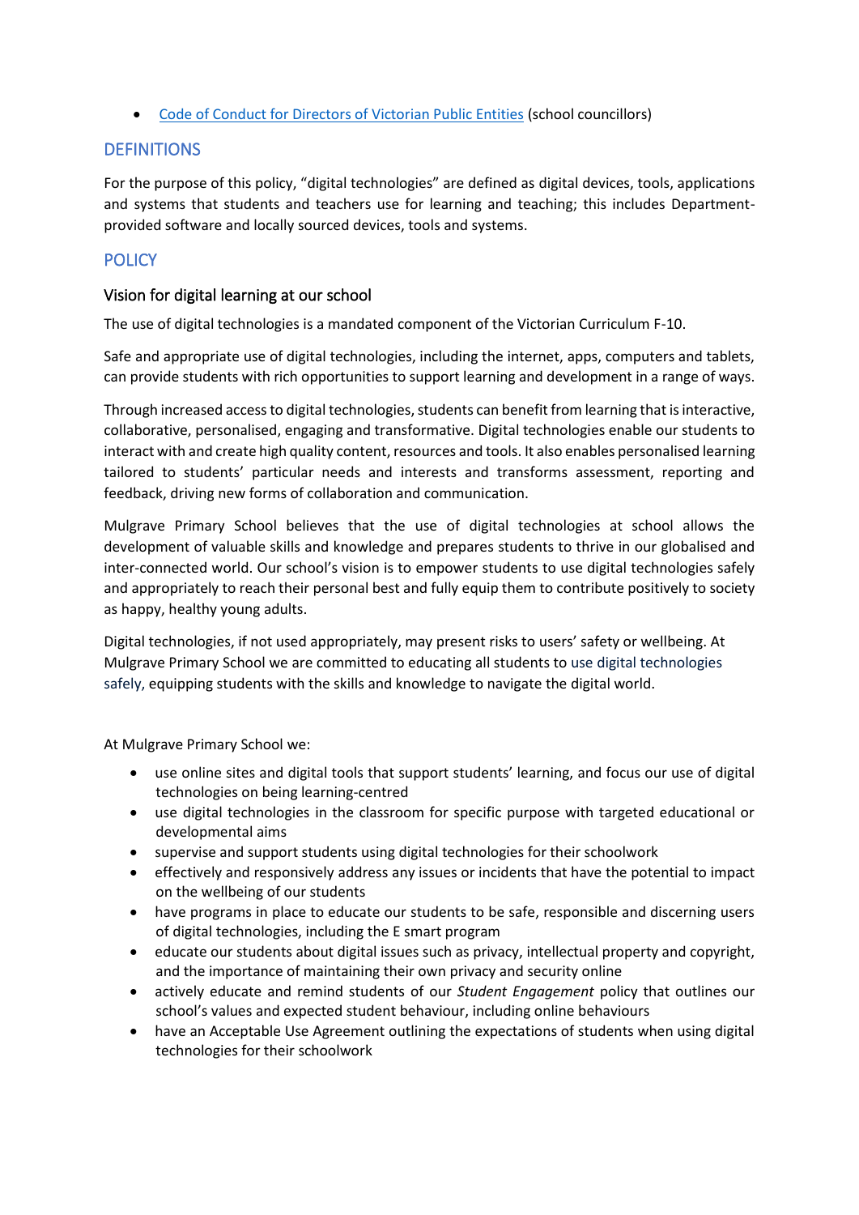- [Code of Conduct for Directors of Victorian Public Entities](#) (school councillors)

## DEFINITIONS

For the purpose of this policy, “digital technologies” are defined as digital devices, tools, applications and systems that students and teachers use for learning and teaching; this includes Department-provided software and locally sourced devices, tools and systems.

## POLICY

### Vision for digital learning at our school

The use of digital technologies is a mandated component of the Victorian Curriculum F-10.

Safe and appropriate use of digital technologies, including the internet, apps, computers and tablets, can provide students with rich opportunities to support learning and development in a range of ways.

Through increased access to digital technologies, students can benefit from learning that is interactive, collaborative, personalised, engaging and transformative. Digital technologies enable our students to interact with and create high quality content, resources and tools. It also enables personalised learning tailored to students’ particular needs and interests and transforms assessment, reporting and feedback, driving new forms of collaboration and communication.

Mulgrave Primary School believes that the use of digital technologies at school allows the development of valuable skills and knowledge and prepares students to thrive in our globalised and inter-connected world. Our school’s vision is to empower students to use digital technologies safely and appropriately to reach their personal best and fully equip them to contribute positively to society as happy, healthy young adults.

Digital technologies, if not used appropriately, may present risks to users’ safety or wellbeing. At Mulgrave Primary School we are committed to educating all students to use digital technologies safely, equipping students with the skills and knowledge to navigate the digital world.

At Mulgrave Primary School we:

- use online sites and digital tools that support students’ learning, and focus our use of digital technologies on being learning-centred
- use digital technologies in the classroom for specific purpose with targeted educational or developmental aims
- supervise and support students using digital technologies for their schoolwork
- effectively and responsively address any issues or incidents that have the potential to impact on the wellbeing of our students
- have programs in place to educate our students to be safe, responsible and discerning users of digital technologies, including the E smart program
- educate our students about digital issues such as privacy, intellectual property and copyright, and the importance of maintaining their own privacy and security online
- actively educate and remind students of our *Student Engagement* policy that outlines our school’s values and expected student behaviour, including online behaviours
- have an Acceptable Use Agreement outlining the expectations of students when using digital technologies for their schoolwork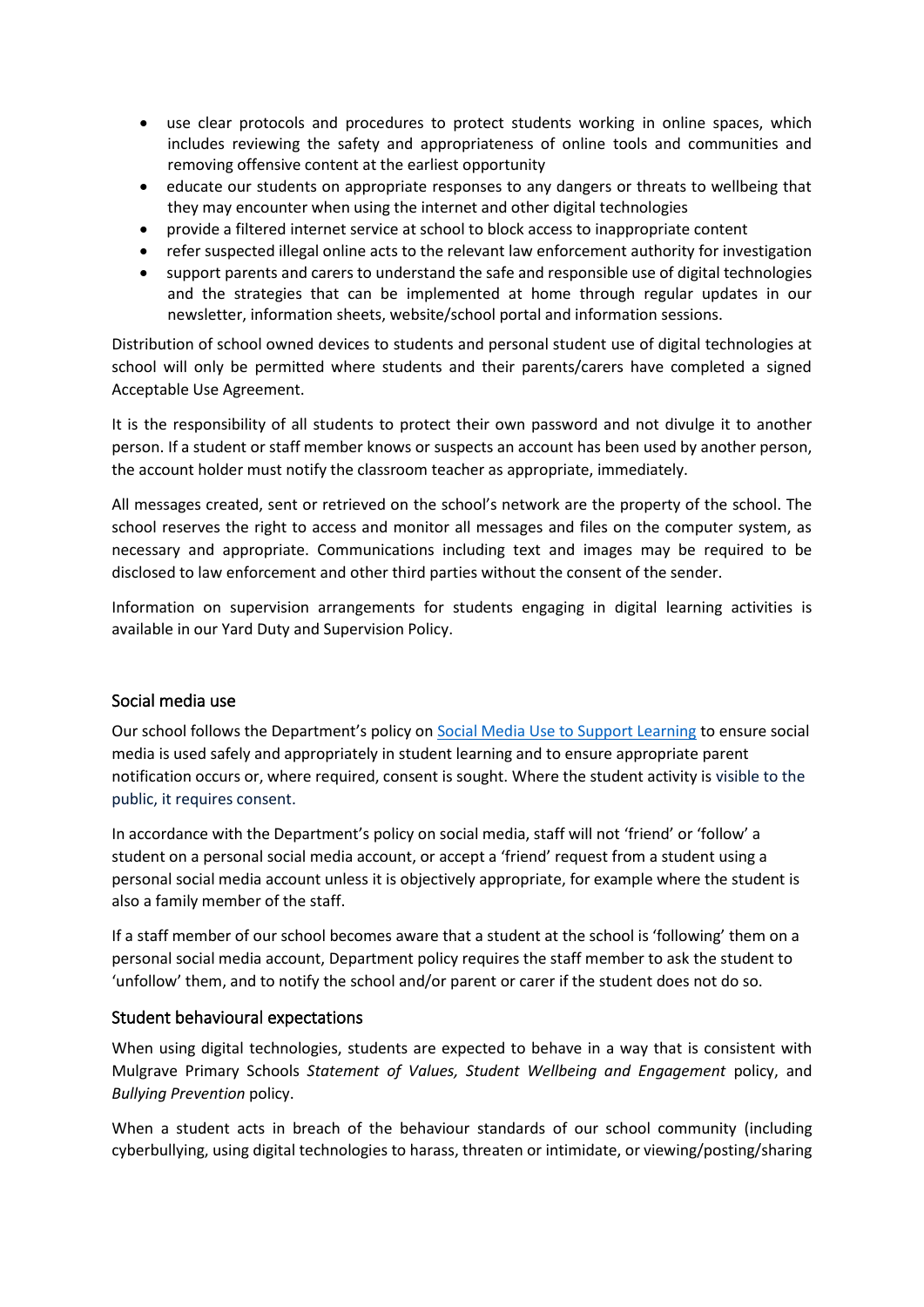- use clear protocols and procedures to protect students working in online spaces, which includes reviewing the safety and appropriateness of online tools and communities and removing offensive content at the earliest opportunity
- educate our students on appropriate responses to any dangers or threats to wellbeing that they may encounter when using the internet and other digital technologies
- provide a filtered internet service at school to block access to inappropriate content
- refer suspected illegal online acts to the relevant law enforcement authority for investigation
- support parents and carers to understand the safe and responsible use of digital technologies and the strategies that can be implemented at home through regular updates in our newsletter, information sheets, website/school portal and information sessions.

Distribution of school owned devices to students and personal student use of digital technologies at school will only be permitted where students and their parents/carers have completed a signed Acceptable Use Agreement.

It is the responsibility of all students to protect their own password and not divulge it to another person. If a student or staff member knows or suspects an account has been used by another person, the account holder must notify the classroom teacher as appropriate, immediately.

All messages created, sent or retrieved on the school's network are the property of the school. The school reserves the right to access and monitor all messages and files on the computer system, as necessary and appropriate. Communications including text and images may be required to be disclosed to law enforcement and other third parties without the consent of the sender.

Information on supervision arrangements for students engaging in digital learning activities is available in our Yard Duty and Supervision Policy.

### Social media use

Our school follows the Department's policy on [Social Media Use to Support Learning] to ensure social media is used safely and appropriately in student learning and to ensure appropriate parent notification occurs or, where required, consent is sought. Where the student activity is visible to the public, it requires consent.

In accordance with the Department's policy on social media, staff will not 'friend' or 'follow' a student on a personal social media account, or accept a 'friend' request from a student using a personal social media account unless it is objectively appropriate, for example where the student is also a family member of the staff.

If a staff member of our school becomes aware that a student at the school is 'following' them on a personal social media account, Department policy requires the staff member to ask the student to 'unfollow' them, and to notify the school and/or parent or carer if the student does not do so.

### Student behavioural expectations

When using digital technologies, students are expected to behave in a way that is consistent with Mulgrave Primary Schools *Statement of Values, Student Wellbeing and Engagement* policy, and *Bullying Prevention* policy.

When a student acts in breach of the behaviour standards of our school community (including cyberbullying, using digital technologies to harass, threaten or intimidate, or viewing/posting/sharing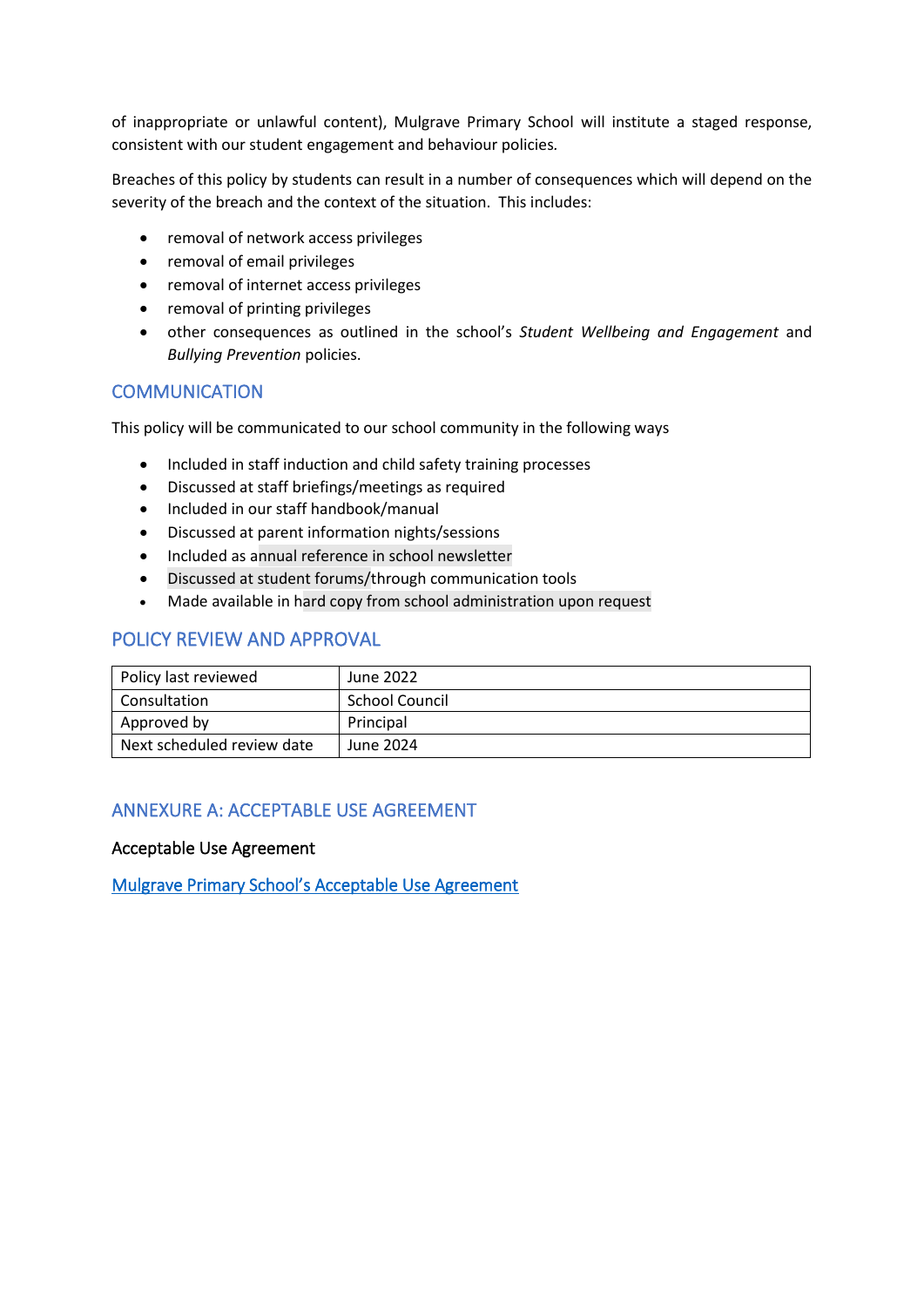of inappropriate or unlawful content), Mulgrave Primary School will institute a staged response, consistent with our student engagement and behaviour policies.

Breaches of this policy by students can result in a number of consequences which will depend on the severity of the breach and the context of the situation. This includes:

- removal of network access privileges
- removal of email privileges
- removal of internet access privileges
- removal of printing privileges
- other consequences as outlined in the school's *Student Wellbeing and Engagement* and *Bullying Prevention* policies.

## COMMUNICATION

This policy will be communicated to our school community in the following ways

- Included in staff induction and child safety training processes
- Discussed at staff briefings/meetings as required
- Included in our staff handbook/manual
- Discussed at parent information nights/sessions
- Included as annual reference in school newsletter
- Discussed at student forums/through communication tools
- Made available in hard copy from school administration upon request

## POLICY REVIEW AND APPROVAL

| | |
|---|---|
| Policy last reviewed | June 2022 |
| Consultation | School Council |
| Approved by | Principal |
| Next scheduled review date | June 2024 |

## ANNEXURE A: ACCEPTABLE USE AGREEMENT

Acceptable Use Agreement

Mulgrave Primary School's Acceptable Use Agreement